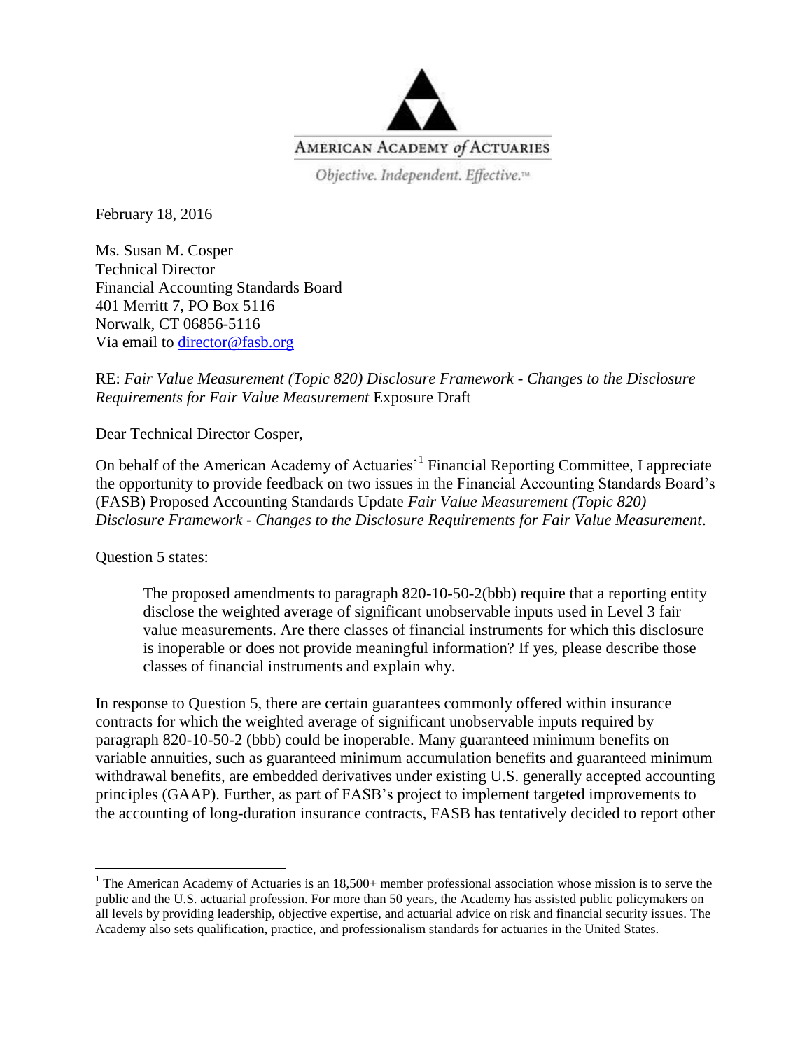AMERICAN ACADEMY *of* ACTUARIES

*Objective. Independent. Effective.™*

February 18, 2016

Ms. Susan M. Cosper
Technical Director
Financial Accounting Standards Board
401 Merritt 7, PO Box 5116
Norwalk, CT 06856-5116
Via email to director@fasb.org

RE: *Fair Value Measurement (Topic 820) Disclosure Framework - Changes to the Disclosure Requirements for Fair Value Measurement* Exposure Draft

Dear Technical Director Cosper,

On behalf of the American Academy of Actuaries'[1] Financial Reporting Committee, I appreciate the opportunity to provide feedback on two issues in the Financial Accounting Standards Board's (FASB) Proposed Accounting Standards Update *Fair Value Measurement (Topic 820) Disclosure Framework - Changes to the Disclosure Requirements for Fair Value Measurement*.

Question 5 states:

> The proposed amendments to paragraph 820-10-50-2(bbb) require that a reporting entity disclose the weighted average of significant unobservable inputs used in Level 3 fair value measurements. Are there classes of financial instruments for which this disclosure is inoperable or does not provide meaningful information? If yes, please describe those classes of financial instruments and explain why.

In response to Question 5, there are certain guarantees commonly offered within insurance contracts for which the weighted average of significant unobservable inputs required by paragraph 820-10-50-2 (bbb) could be inoperable. Many guaranteed minimum benefits on variable annuities, such as guaranteed minimum accumulation benefits and guaranteed minimum withdrawal benefits, are embedded derivatives under existing U.S. generally accepted accounting principles (GAAP). Further, as part of FASB's project to implement targeted improvements to the accounting of long-duration insurance contracts, FASB has tentatively decided to report other

[1] The American Academy of Actuaries is an 18,500+ member professional association whose mission is to serve the public and the U.S. actuarial profession. For more than 50 years, the Academy has assisted public policymakers on all levels by providing leadership, objective expertise, and actuarial advice on risk and financial security issues. The Academy also sets qualification, practice, and professionalism standards for actuaries in the United States.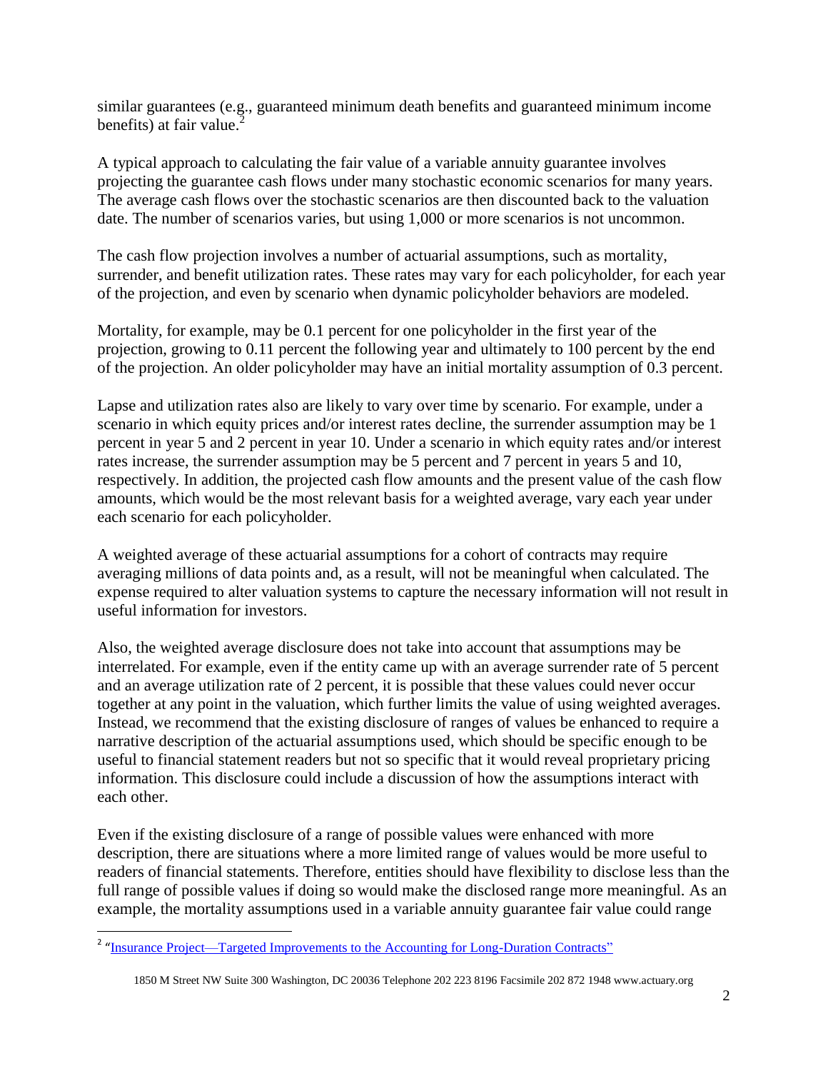similar guarantees (e.g., guaranteed minimum death benefits and guaranteed minimum income benefits) at fair value.[2]

A typical approach to calculating the fair value of a variable annuity guarantee involves projecting the guarantee cash flows under many stochastic economic scenarios for many years. The average cash flows over the stochastic scenarios are then discounted back to the valuation date. The number of scenarios varies, but using 1,000 or more scenarios is not uncommon.

The cash flow projection involves a number of actuarial assumptions, such as mortality, surrender, and benefit utilization rates. These rates may vary for each policyholder, for each year of the projection, and even by scenario when dynamic policyholder behaviors are modeled.

Mortality, for example, may be 0.1 percent for one policyholder in the first year of the projection, growing to 0.11 percent the following year and ultimately to 100 percent by the end of the projection. An older policyholder may have an initial mortality assumption of 0.3 percent.

Lapse and utilization rates also are likely to vary over time by scenario. For example, under a scenario in which equity prices and/or interest rates decline, the surrender assumption may be 1 percent in year 5 and 2 percent in year 10. Under a scenario in which equity rates and/or interest rates increase, the surrender assumption may be 5 percent and 7 percent in years 5 and 10, respectively. In addition, the projected cash flow amounts and the present value of the cash flow amounts, which would be the most relevant basis for a weighted average, vary each year under each scenario for each policyholder.

A weighted average of these actuarial assumptions for a cohort of contracts may require averaging millions of data points and, as a result, will not be meaningful when calculated. The expense required to alter valuation systems to capture the necessary information will not result in useful information for investors.

Also, the weighted average disclosure does not take into account that assumptions may be interrelated. For example, even if the entity came up with an average surrender rate of 5 percent and an average utilization rate of 2 percent, it is possible that these values could never occur together at any point in the valuation, which further limits the value of using weighted averages. Instead, we recommend that the existing disclosure of ranges of values be enhanced to require a narrative description of the actuarial assumptions used, which should be specific enough to be useful to financial statement readers but not so specific that it would reveal proprietary pricing information. This disclosure could include a discussion of how the assumptions interact with each other.

Even if the existing disclosure of a range of possible values were enhanced with more description, there are situations where a more limited range of values would be more useful to readers of financial statements. Therefore, entities should have flexibility to disclose less than the full range of possible values if doing so would make the disclosed range more meaningful. As an example, the mortality assumptions used in a variable annuity guarantee fair value could range

---

[2] "Insurance Project—Targeted Improvements to the Accounting for Long-Duration Contracts"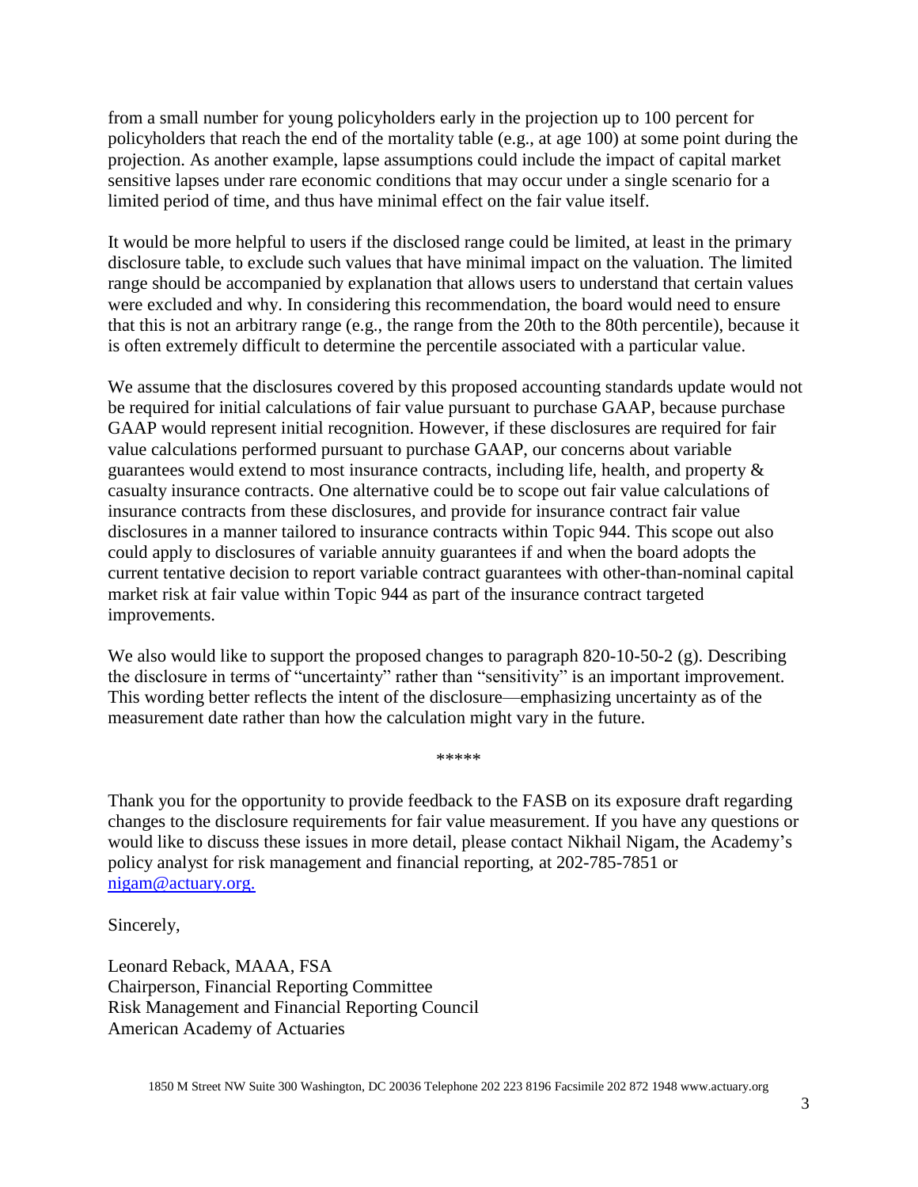from a small number for young policyholders early in the projection up to 100 percent for policyholders that reach the end of the mortality table (e.g., at age 100) at some point during the projection. As another example, lapse assumptions could include the impact of capital market sensitive lapses under rare economic conditions that may occur under a single scenario for a limited period of time, and thus have minimal effect on the fair value itself.

It would be more helpful to users if the disclosed range could be limited, at least in the primary disclosure table, to exclude such values that have minimal impact on the valuation. The limited range should be accompanied by explanation that allows users to understand that certain values were excluded and why. In considering this recommendation, the board would need to ensure that this is not an arbitrary range (e.g., the range from the 20th to the 80th percentile), because it is often extremely difficult to determine the percentile associated with a particular value.

We assume that the disclosures covered by this proposed accounting standards update would not be required for initial calculations of fair value pursuant to purchase GAAP, because purchase GAAP would represent initial recognition. However, if these disclosures are required for fair value calculations performed pursuant to purchase GAAP, our concerns about variable guarantees would extend to most insurance contracts, including life, health, and property & casualty insurance contracts. One alternative could be to scope out fair value calculations of insurance contracts from these disclosures, and provide for insurance contract fair value disclosures in a manner tailored to insurance contracts within Topic 944. This scope out also could apply to disclosures of variable annuity guarantees if and when the board adopts the current tentative decision to report variable contract guarantees with other-than-nominal capital market risk at fair value within Topic 944 as part of the insurance contract targeted improvements.

We also would like to support the proposed changes to paragraph 820-10-50-2 (g). Describing the disclosure in terms of "uncertainty" rather than "sensitivity" is an important improvement. This wording better reflects the intent of the disclosure—emphasizing uncertainty as of the measurement date rather than how the calculation might vary in the future.

*****

Thank you for the opportunity to provide feedback to the FASB on its exposure draft regarding changes to the disclosure requirements for fair value measurement. If you have any questions or would like to discuss these issues in more detail, please contact Nikhail Nigam, the Academy's policy analyst for risk management and financial reporting, at 202-785-7851 or [nigam@actuary.org.](mailto:nigam@actuary.org)

Sincerely,

Leonard Reback, MAAA, FSA
Chairperson, Financial Reporting Committee
Risk Management and Financial Reporting Council
American Academy of Actuaries